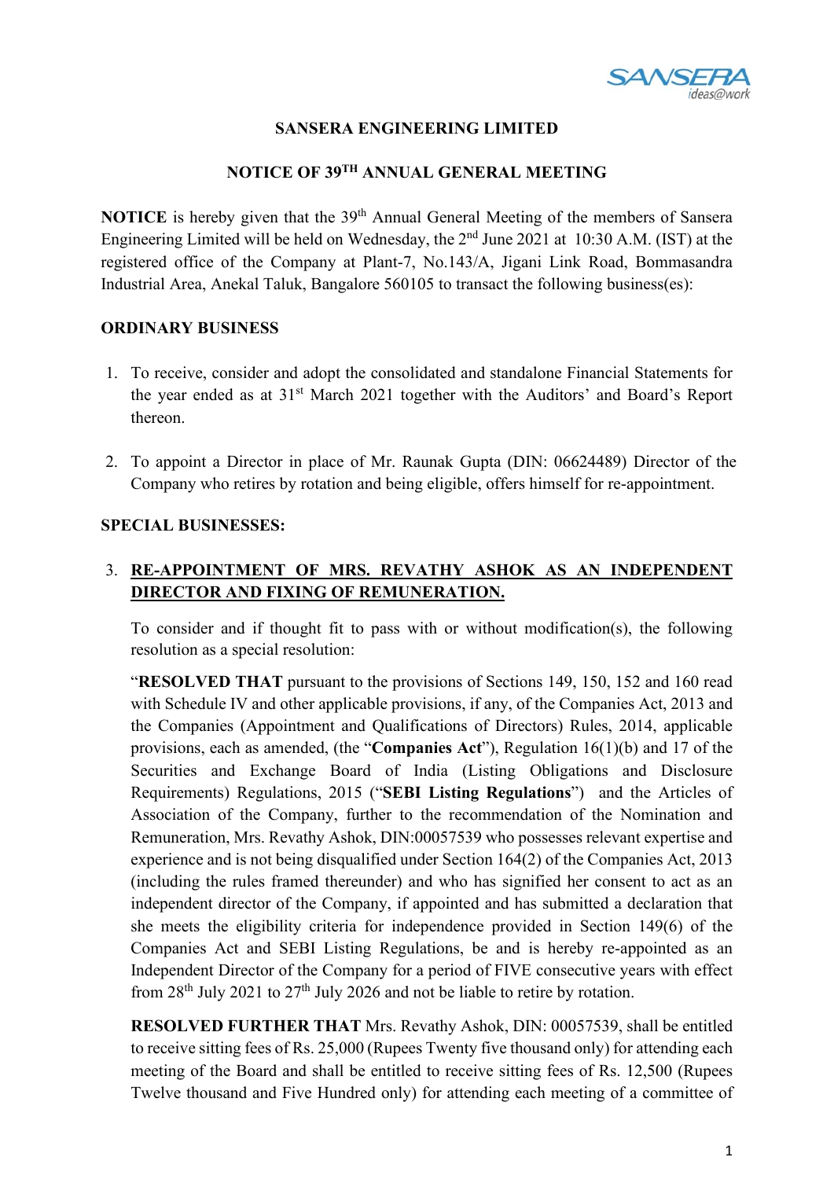# SANSERA ENGINEERING LIMITED

## NOTICE OF 39TH ANNUAL GENERAL MEETING

**NOTICE** is hereby given that the 39th Annual General Meeting of the members of Sansera Engineering Limited will be held on Wednesday, the 2nd June 2021 at 10:30 A.M. (IST) at the registered office of the Company at Plant-7, No.143/A, Jigani Link Road, Bommasandra Industrial Area, Anekal Taluk, Bangalore 560105 to transact the following business(es):

### ORDINARY BUSINESS

1. To receive, consider and adopt the consolidated and standalone Financial Statements for the year ended as at 31st March 2021 together with the Auditors' and Board's Report thereon.

2. To appoint a Director in place of Mr. Raunak Gupta (DIN: 06624489) Director of the Company who retires by rotation and being eligible, offers himself for re-appointment.

### SPECIAL BUSINESSES:

3. **RE-APPOINTMENT OF MRS. REVATHY ASHOK AS AN INDEPENDENT DIRECTOR AND FIXING OF REMUNERATION.**

   To consider and if thought fit to pass with or without modification(s), the following resolution as a special resolution:

   "**RESOLVED THAT** pursuant to the provisions of Sections 149, 150, 152 and 160 read with Schedule IV and other applicable provisions, if any, of the Companies Act, 2013 and the Companies (Appointment and Qualifications of Directors) Rules, 2014, applicable provisions, each as amended, (the "**Companies Act**"), Regulation 16(1)(b) and 17 of the Securities and Exchange Board of India (Listing Obligations and Disclosure Requirements) Regulations, 2015 ("**SEBI Listing Regulations**") and the Articles of Association of the Company, further to the recommendation of the Nomination and Remuneration, Mrs. Revathy Ashok, DIN:00057539 who possesses relevant expertise and experience and is not being disqualified under Section 164(2) of the Companies Act, 2013 (including the rules framed thereunder) and who has signified her consent to act as an independent director of the Company, if appointed and has submitted a declaration that she meets the eligibility criteria for independence provided in Section 149(6) of the Companies Act and SEBI Listing Regulations, be and is hereby re-appointed as an Independent Director of the Company for a period of FIVE consecutive years with effect from 28th July 2021 to 27th July 2026 and not be liable to retire by rotation.

   **RESOLVED FURTHER THAT** Mrs. Revathy Ashok, DIN: 00057539, shall be entitled to receive sitting fees of Rs. 25,000 (Rupees Twenty five thousand only) for attending each meeting of the Board and shall be entitled to receive sitting fees of Rs. 12,500 (Rupees Twelve thousand and Five Hundred only) for attending each meeting of a committee of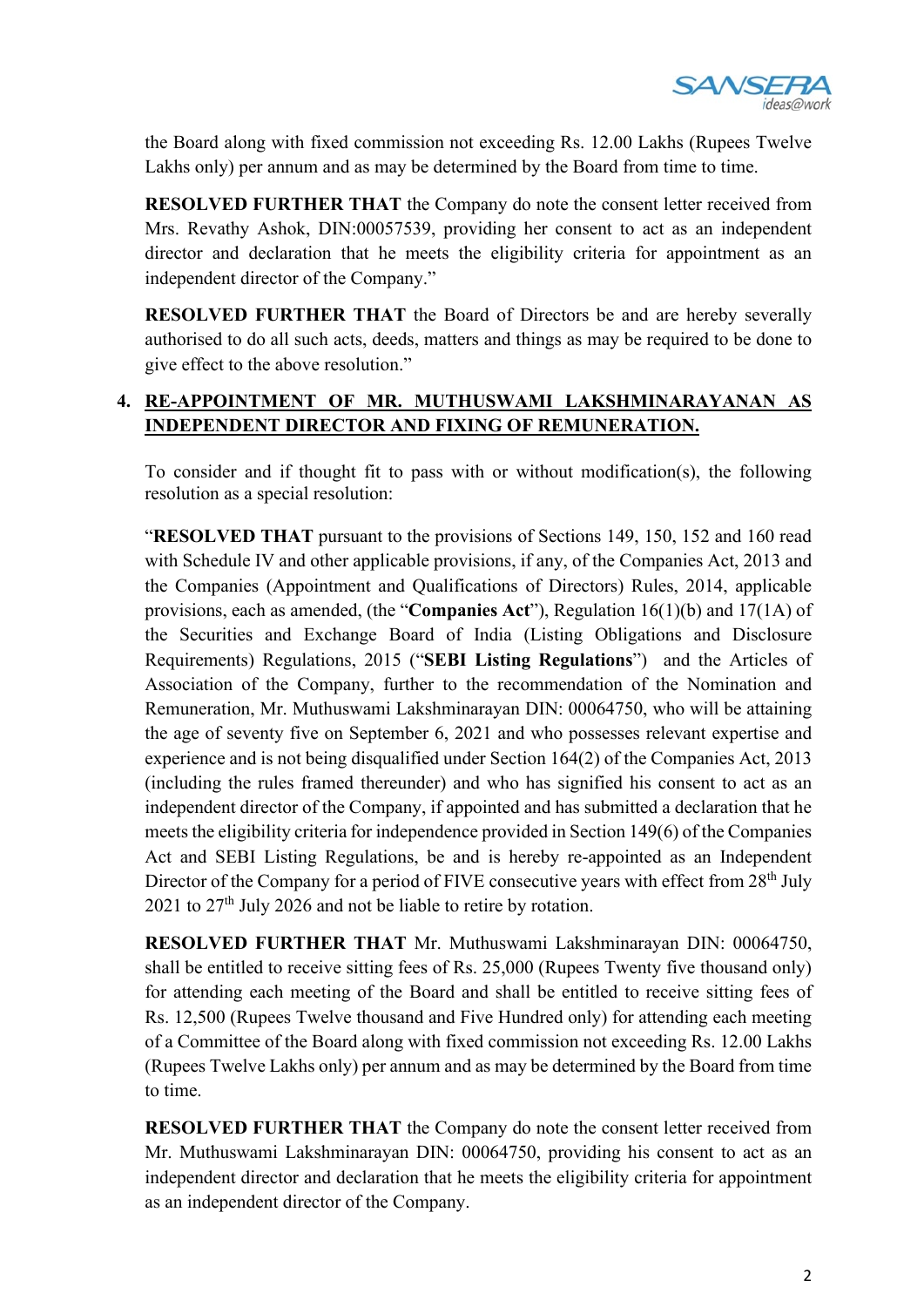the Board along with fixed commission not exceeding Rs. 12.00 Lakhs (Rupees Twelve Lakhs only) per annum and as may be determined by the Board from time to time.

**RESOLVED FURTHER THAT** the Company do note the consent letter received from Mrs. Revathy Ashok, DIN:00057539, providing her consent to act as an independent director and declaration that he meets the eligibility criteria for appointment as an independent director of the Company."

**RESOLVED FURTHER THAT** the Board of Directors be and are hereby severally authorised to do all such acts, deeds, matters and things as may be required to be done to give effect to the above resolution."

**4. <u>RE-APPOINTMENT OF MR. MUTHUSWAMI LAKSHMINARAYANAN AS INDEPENDENT DIRECTOR AND FIXING OF REMUNERATION.</u>**

To consider and if thought fit to pass with or without modification(s), the following resolution as a special resolution:

"**RESOLVED THAT** pursuant to the provisions of Sections 149, 150, 152 and 160 read with Schedule IV and other applicable provisions, if any, of the Companies Act, 2013 and the Companies (Appointment and Qualifications of Directors) Rules, 2014, applicable provisions, each as amended, (the "**Companies Act**"), Regulation 16(1)(b) and 17(1A) of the Securities and Exchange Board of India (Listing Obligations and Disclosure Requirements) Regulations, 2015 ("**SEBI Listing Regulations**") and the Articles of Association of the Company, further to the recommendation of the Nomination and Remuneration, Mr. Muthuswami Lakshminarayan DIN: 00064750, who will be attaining the age of seventy five on September 6, 2021 and who possesses relevant expertise and experience and is not being disqualified under Section 164(2) of the Companies Act, 2013 (including the rules framed thereunder) and who has signified his consent to act as an independent director of the Company, if appointed and has submitted a declaration that he meets the eligibility criteria for independence provided in Section 149(6) of the Companies Act and SEBI Listing Regulations, be and is hereby re-appointed as an Independent Director of the Company for a period of FIVE consecutive years with effect from 28th July 2021 to 27th July 2026 and not be liable to retire by rotation.

**RESOLVED FURTHER THAT** Mr. Muthuswami Lakshminarayan DIN: 00064750, shall be entitled to receive sitting fees of Rs. 25,000 (Rupees Twenty five thousand only) for attending each meeting of the Board and shall be entitled to receive sitting fees of Rs. 12,500 (Rupees Twelve thousand and Five Hundred only) for attending each meeting of a Committee of the Board along with fixed commission not exceeding Rs. 12.00 Lakhs (Rupees Twelve Lakhs only) per annum and as may be determined by the Board from time to time.

**RESOLVED FURTHER THAT** the Company do note the consent letter received from Mr. Muthuswami Lakshminarayan DIN: 00064750, providing his consent to act as an independent director and declaration that he meets the eligibility criteria for appointment as an independent director of the Company.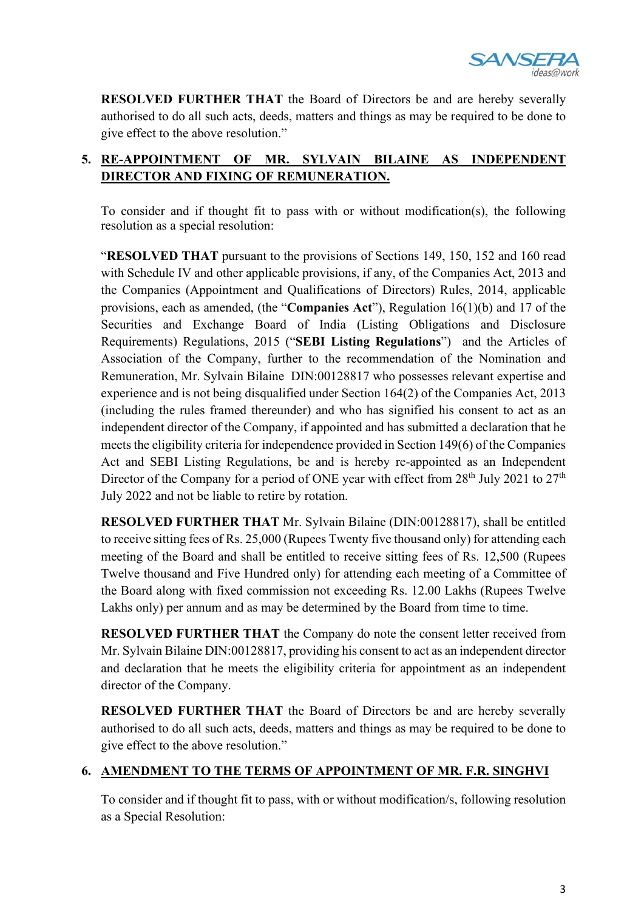**RESOLVED FURTHER THAT** the Board of Directors be and are hereby severally authorised to do all such acts, deeds, matters and things as may be required to be done to give effect to the above resolution."

**5. <u>RE-APPOINTMENT OF MR. SYLVAIN BILAINE AS INDEPENDENT DIRECTOR AND FIXING OF REMUNERATION.</u>**

To consider and if thought fit to pass with or without modification(s), the following resolution as a special resolution:

"**RESOLVED THAT** pursuant to the provisions of Sections 149, 150, 152 and 160 read with Schedule IV and other applicable provisions, if any, of the Companies Act, 2013 and the Companies (Appointment and Qualifications of Directors) Rules, 2014, applicable provisions, each as amended, (the "**Companies Act**"), Regulation 16(1)(b) and 17 of the Securities and Exchange Board of India (Listing Obligations and Disclosure Requirements) Regulations, 2015 ("**SEBI Listing Regulations**") and the Articles of Association of the Company, further to the recommendation of the Nomination and Remuneration, Mr. Sylvain Bilaine DIN:00128817 who possesses relevant expertise and experience and is not being disqualified under Section 164(2) of the Companies Act, 2013 (including the rules framed thereunder) and who has signified his consent to act as an independent director of the Company, if appointed and has submitted a declaration that he meets the eligibility criteria for independence provided in Section 149(6) of the Companies Act and SEBI Listing Regulations, be and is hereby re-appointed as an Independent Director of the Company for a period of ONE year with effect from 28th July 2021 to 27th July 2022 and not be liable to retire by rotation.

**RESOLVED FURTHER THAT** Mr. Sylvain Bilaine (DIN:00128817), shall be entitled to receive sitting fees of Rs. 25,000 (Rupees Twenty five thousand only) for attending each meeting of the Board and shall be entitled to receive sitting fees of Rs. 12,500 (Rupees Twelve thousand and Five Hundred only) for attending each meeting of a Committee of the Board along with fixed commission not exceeding Rs. 12.00 Lakhs (Rupees Twelve Lakhs only) per annum and as may be determined by the Board from time to time.

**RESOLVED FURTHER THAT** the Company do note the consent letter received from Mr. Sylvain Bilaine DIN:00128817, providing his consent to act as an independent director and declaration that he meets the eligibility criteria for appointment as an independent director of the Company.

**RESOLVED FURTHER THAT** the Board of Directors be and are hereby severally authorised to do all such acts, deeds, matters and things as may be required to be done to give effect to the above resolution."

**6. <u>AMENDMENT TO THE TERMS OF APPOINTMENT OF MR. F.R. SINGHVI</u>**

To consider and if thought fit to pass, with or without modification/s, following resolution as a Special Resolution: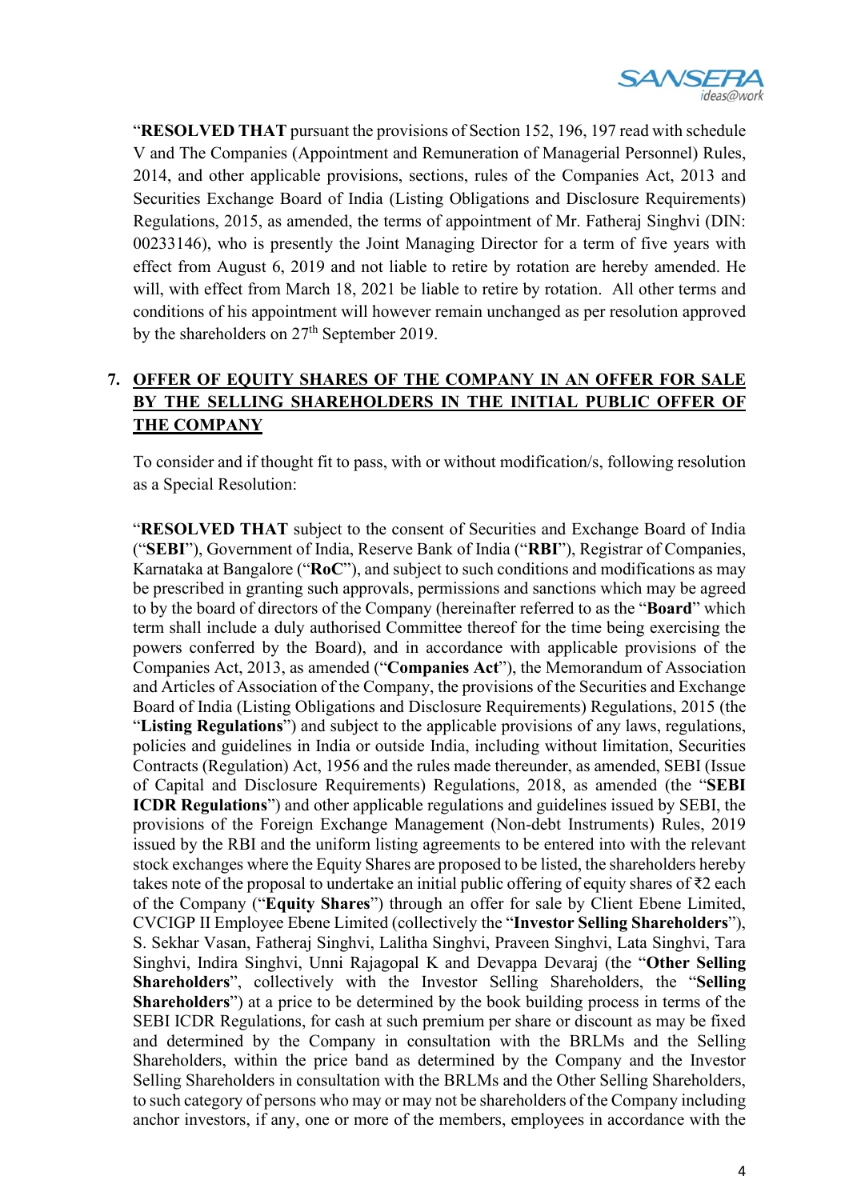"**RESOLVED THAT** pursuant the provisions of Section 152, 196, 197 read with schedule V and The Companies (Appointment and Remuneration of Managerial Personnel) Rules, 2014, and other applicable provisions, sections, rules of the Companies Act, 2013 and Securities Exchange Board of India (Listing Obligations and Disclosure Requirements) Regulations, 2015, as amended, the terms of appointment of Mr. Fatheraj Singhvi (DIN: 00233146), who is presently the Joint Managing Director for a term of five years with effect from August 6, 2019 and not liable to retire by rotation are hereby amended. He will, with effect from March 18, 2021 be liable to retire by rotation. All other terms and conditions of his appointment will however remain unchanged as per resolution approved by the shareholders on 27th September 2019.

## 7. OFFER OF EQUITY SHARES OF THE COMPANY IN AN OFFER FOR SALE BY THE SELLING SHAREHOLDERS IN THE INITIAL PUBLIC OFFER OF THE COMPANY

To consider and if thought fit to pass, with or without modification/s, following resolution as a Special Resolution:

"**RESOLVED THAT** subject to the consent of Securities and Exchange Board of India ("**SEBI**"), Government of India, Reserve Bank of India ("**RBI**"), Registrar of Companies, Karnataka at Bangalore ("**RoC**"), and subject to such conditions and modifications as may be prescribed in granting such approvals, permissions and sanctions which may be agreed to by the board of directors of the Company (hereinafter referred to as the "**Board**" which term shall include a duly authorised Committee thereof for the time being exercising the powers conferred by the Board), and in accordance with applicable provisions of the Companies Act, 2013, as amended ("**Companies Act**"), the Memorandum of Association and Articles of Association of the Company, the provisions of the Securities and Exchange Board of India (Listing Obligations and Disclosure Requirements) Regulations, 2015 (the "**Listing Regulations**") and subject to the applicable provisions of any laws, regulations, policies and guidelines in India or outside India, including without limitation, Securities Contracts (Regulation) Act, 1956 and the rules made thereunder, as amended, SEBI (Issue of Capital and Disclosure Requirements) Regulations, 2018, as amended (the "**SEBI ICDR Regulations**") and other applicable regulations and guidelines issued by SEBI, the provisions of the Foreign Exchange Management (Non-debt Instruments) Rules, 2019 issued by the RBI and the uniform listing agreements to be entered into with the relevant stock exchanges where the Equity Shares are proposed to be listed, the shareholders hereby takes note of the proposal to undertake an initial public offering of equity shares of ₹2 each of the Company ("**Equity Shares**") through an offer for sale by Client Ebene Limited, CVCIGP II Employee Ebene Limited (collectively the "**Investor Selling Shareholders**"), S. Sekhar Vasan, Fatheraj Singhvi, Lalitha Singhvi, Praveen Singhvi, Lata Singhvi, Tara Singhvi, Indira Singhvi, Unni Rajagopal K and Devappa Devaraj (the "**Other Selling Shareholders**", collectively with the Investor Selling Shareholders, the "**Selling Shareholders**") at a price to be determined by the book building process in terms of the SEBI ICDR Regulations, for cash at such premium per share or discount as may be fixed and determined by the Company in consultation with the BRLMs and the Selling Shareholders, within the price band as determined by the Company and the Investor Selling Shareholders in consultation with the BRLMs and the Other Selling Shareholders, to such category of persons who may or may not be shareholders of the Company including anchor investors, if any, one or more of the members, employees in accordance with the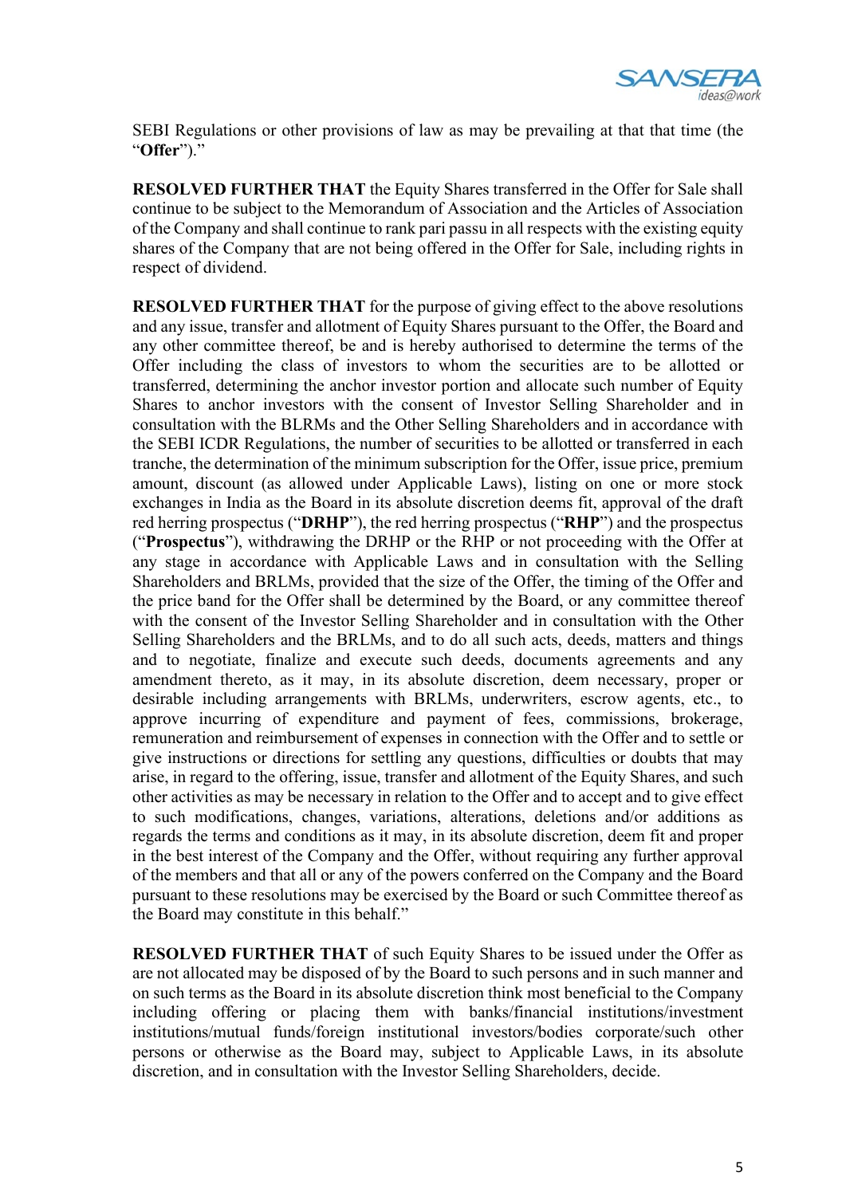SEBI Regulations or other provisions of law as may be prevailing at that that time (the "**Offer**")."

**RESOLVED FURTHER THAT** the Equity Shares transferred in the Offer for Sale shall continue to be subject to the Memorandum of Association and the Articles of Association of the Company and shall continue to rank pari passu in all respects with the existing equity shares of the Company that are not being offered in the Offer for Sale, including rights in respect of dividend.

**RESOLVED FURTHER THAT** for the purpose of giving effect to the above resolutions and any issue, transfer and allotment of Equity Shares pursuant to the Offer, the Board and any other committee thereof, be and is hereby authorised to determine the terms of the Offer including the class of investors to whom the securities are to be allotted or transferred, determining the anchor investor portion and allocate such number of Equity Shares to anchor investors with the consent of Investor Selling Shareholder and in consultation with the BLRMs and the Other Selling Shareholders and in accordance with the SEBI ICDR Regulations, the number of securities to be allotted or transferred in each tranche, the determination of the minimum subscription for the Offer, issue price, premium amount, discount (as allowed under Applicable Laws), listing on one or more stock exchanges in India as the Board in its absolute discretion deems fit, approval of the draft red herring prospectus ("**DRHP**"), the red herring prospectus ("**RHP**") and the prospectus ("**Prospectus**"), withdrawing the DRHP or the RHP or not proceeding with the Offer at any stage in accordance with Applicable Laws and in consultation with the Selling Shareholders and BRLMs, provided that the size of the Offer, the timing of the Offer and the price band for the Offer shall be determined by the Board, or any committee thereof with the consent of the Investor Selling Shareholder and in consultation with the Other Selling Shareholders and the BRLMs, and to do all such acts, deeds, matters and things and to negotiate, finalize and execute such deeds, documents agreements and any amendment thereto, as it may, in its absolute discretion, deem necessary, proper or desirable including arrangements with BRLMs, underwriters, escrow agents, etc., to approve incurring of expenditure and payment of fees, commissions, brokerage, remuneration and reimbursement of expenses in connection with the Offer and to settle or give instructions or directions for settling any questions, difficulties or doubts that may arise, in regard to the offering, issue, transfer and allotment of the Equity Shares, and such other activities as may be necessary in relation to the Offer and to accept and to give effect to such modifications, changes, variations, alterations, deletions and/or additions as regards the terms and conditions as it may, in its absolute discretion, deem fit and proper in the best interest of the Company and the Offer, without requiring any further approval of the members and that all or any of the powers conferred on the Company and the Board pursuant to these resolutions may be exercised by the Board or such Committee thereof as the Board may constitute in this behalf."

**RESOLVED FURTHER THAT** of such Equity Shares to be issued under the Offer as are not allocated may be disposed of by the Board to such persons and in such manner and on such terms as the Board in its absolute discretion think most beneficial to the Company including offering or placing them with banks/financial institutions/investment institutions/mutual funds/foreign institutional investors/bodies corporate/such other persons or otherwise as the Board may, subject to Applicable Laws, in its absolute discretion, and in consultation with the Investor Selling Shareholders, decide.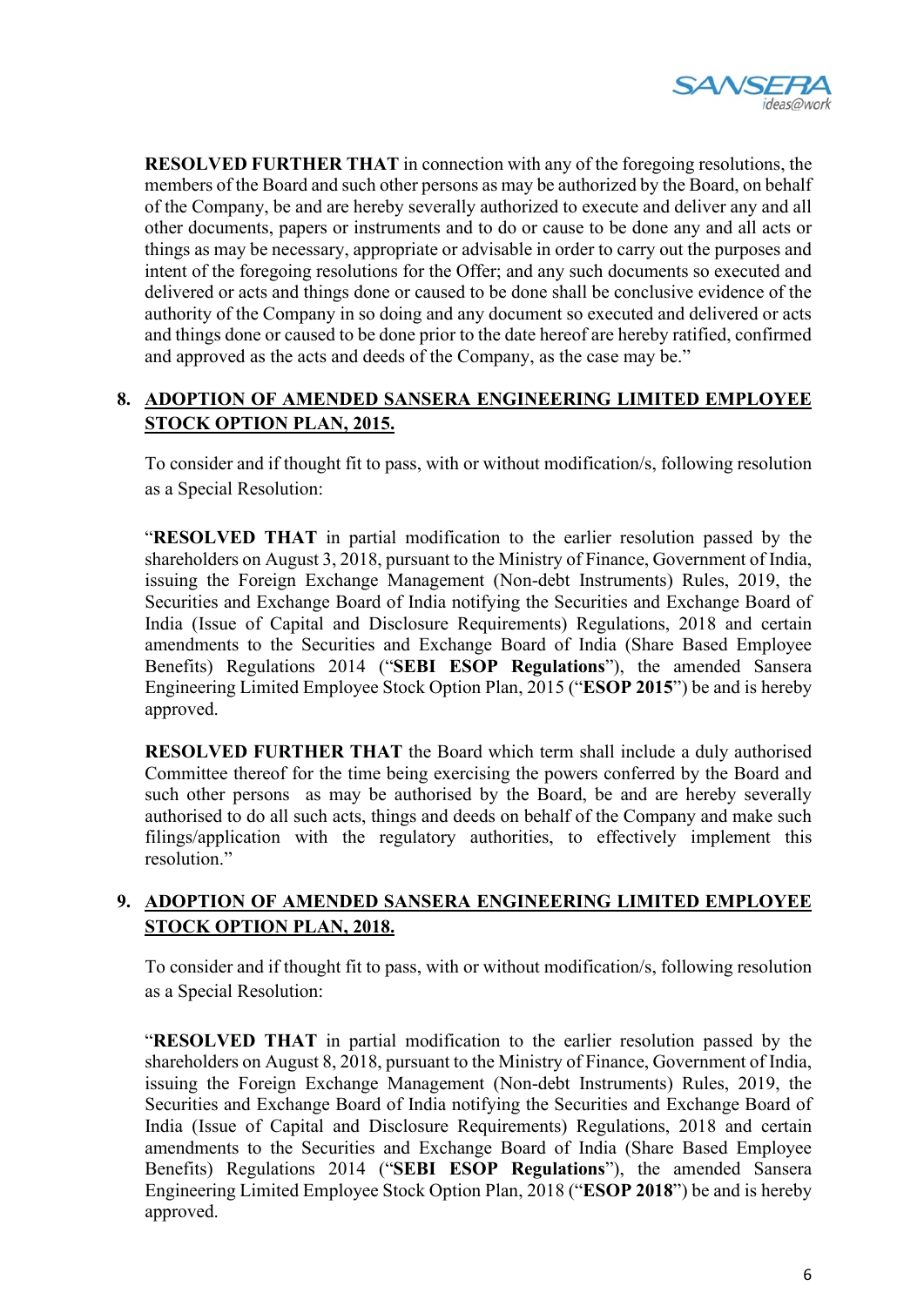**RESOLVED FURTHER THAT** in connection with any of the foregoing resolutions, the members of the Board and such other persons as may be authorized by the Board, on behalf of the Company, be and are hereby severally authorized to execute and deliver any and all other documents, papers or instruments and to do or cause to be done any and all acts or things as may be necessary, appropriate or advisable in order to carry out the purposes and intent of the foregoing resolutions for the Offer; and any such documents so executed and delivered or acts and things done or caused to be done shall be conclusive evidence of the authority of the Company in so doing and any document so executed and delivered or acts and things done or caused to be done prior to the date hereof are hereby ratified, confirmed and approved as the acts and deeds of the Company, as the case may be."

## 8. ADOPTION OF AMENDED SANSERA ENGINEERING LIMITED EMPLOYEE STOCK OPTION PLAN, 2015.

To consider and if thought fit to pass, with or without modification/s, following resolution as a Special Resolution:

"**RESOLVED THAT** in partial modification to the earlier resolution passed by the shareholders on August 3, 2018, pursuant to the Ministry of Finance, Government of India, issuing the Foreign Exchange Management (Non-debt Instruments) Rules, 2019, the Securities and Exchange Board of India notifying the Securities and Exchange Board of India (Issue of Capital and Disclosure Requirements) Regulations, 2018 and certain amendments to the Securities and Exchange Board of India (Share Based Employee Benefits) Regulations 2014 ("**SEBI ESOP Regulations**"), the amended Sansera Engineering Limited Employee Stock Option Plan, 2015 ("**ESOP 2015**") be and is hereby approved.

**RESOLVED FURTHER THAT** the Board which term shall include a duly authorised Committee thereof for the time being exercising the powers conferred by the Board and such other persons as may be authorised by the Board, be and are hereby severally authorised to do all such acts, things and deeds on behalf of the Company and make such filings/application with the regulatory authorities, to effectively implement this resolution."

## 9. ADOPTION OF AMENDED SANSERA ENGINEERING LIMITED EMPLOYEE STOCK OPTION PLAN, 2018.

To consider and if thought fit to pass, with or without modification/s, following resolution as a Special Resolution:

"**RESOLVED THAT** in partial modification to the earlier resolution passed by the shareholders on August 8, 2018, pursuant to the Ministry of Finance, Government of India, issuing the Foreign Exchange Management (Non-debt Instruments) Rules, 2019, the Securities and Exchange Board of India notifying the Securities and Exchange Board of India (Issue of Capital and Disclosure Requirements) Regulations, 2018 and certain amendments to the Securities and Exchange Board of India (Share Based Employee Benefits) Regulations 2014 ("**SEBI ESOP Regulations**"), the amended Sansera Engineering Limited Employee Stock Option Plan, 2018 ("**ESOP 2018**") be and is hereby approved.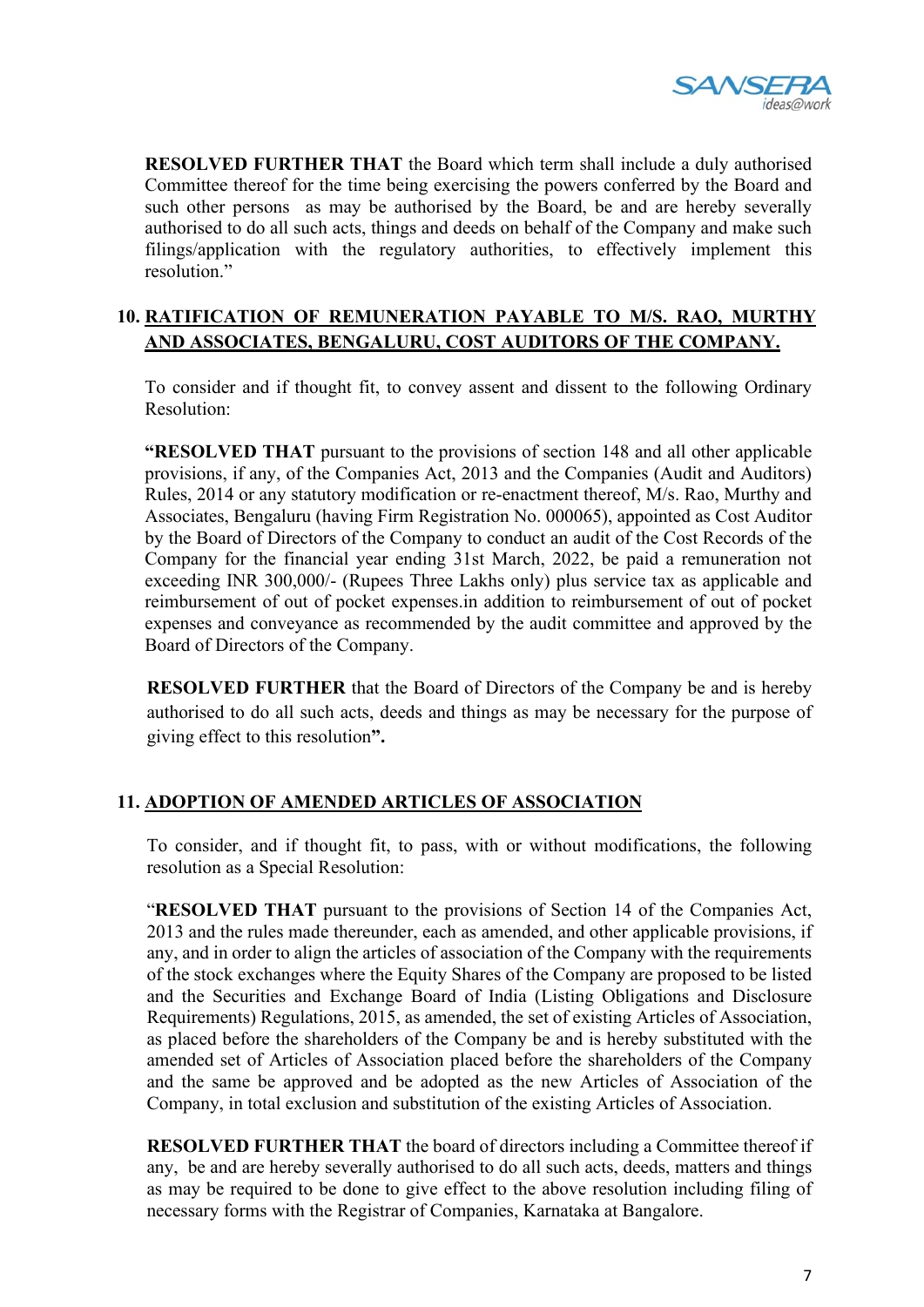**RESOLVED FURTHER THAT** the Board which term shall include a duly authorised Committee thereof for the time being exercising the powers conferred by the Board and such other persons as may be authorised by the Board, be and are hereby severally authorised to do all such acts, things and deeds on behalf of the Company and make such filings/application with the regulatory authorities, to effectively implement this resolution."

**10. <u>RATIFICATION OF REMUNERATION PAYABLE TO M/S. RAO, MURTHY AND ASSOCIATES, BENGALURU, COST AUDITORS OF THE COMPANY.</u>**

To consider and if thought fit, to convey assent and dissent to the following Ordinary Resolution:

**"RESOLVED THAT** pursuant to the provisions of section 148 and all other applicable provisions, if any, of the Companies Act, 2013 and the Companies (Audit and Auditors) Rules, 2014 or any statutory modification or re-enactment thereof, M/s. Rao, Murthy and Associates, Bengaluru (having Firm Registration No. 000065), appointed as Cost Auditor by the Board of Directors of the Company to conduct an audit of the Cost Records of the Company for the financial year ending 31st March, 2022, be paid a remuneration not exceeding INR 300,000/- (Rupees Three Lakhs only) plus service tax as applicable and reimbursement of out of pocket expenses.in addition to reimbursement of out of pocket expenses and conveyance as recommended by the audit committee and approved by the Board of Directors of the Company.

**RESOLVED FURTHER** that the Board of Directors of the Company be and is hereby authorised to do all such acts, deeds and things as may be necessary for the purpose of giving effect to this resolution**".**

**11. <u>ADOPTION OF AMENDED ARTICLES OF ASSOCIATION</u>**

To consider, and if thought fit, to pass, with or without modifications, the following resolution as a Special Resolution:

"**RESOLVED THAT** pursuant to the provisions of Section 14 of the Companies Act, 2013 and the rules made thereunder, each as amended, and other applicable provisions, if any, and in order to align the articles of association of the Company with the requirements of the stock exchanges where the Equity Shares of the Company are proposed to be listed and the Securities and Exchange Board of India (Listing Obligations and Disclosure Requirements) Regulations, 2015, as amended, the set of existing Articles of Association, as placed before the shareholders of the Company be and is hereby substituted with the amended set of Articles of Association placed before the shareholders of the Company and the same be approved and be adopted as the new Articles of Association of the Company, in total exclusion and substitution of the existing Articles of Association.

**RESOLVED FURTHER THAT** the board of directors including a Committee thereof if any, be and are hereby severally authorised to do all such acts, deeds, matters and things as may be required to be done to give effect to the above resolution including filing of necessary forms with the Registrar of Companies, Karnataka at Bangalore.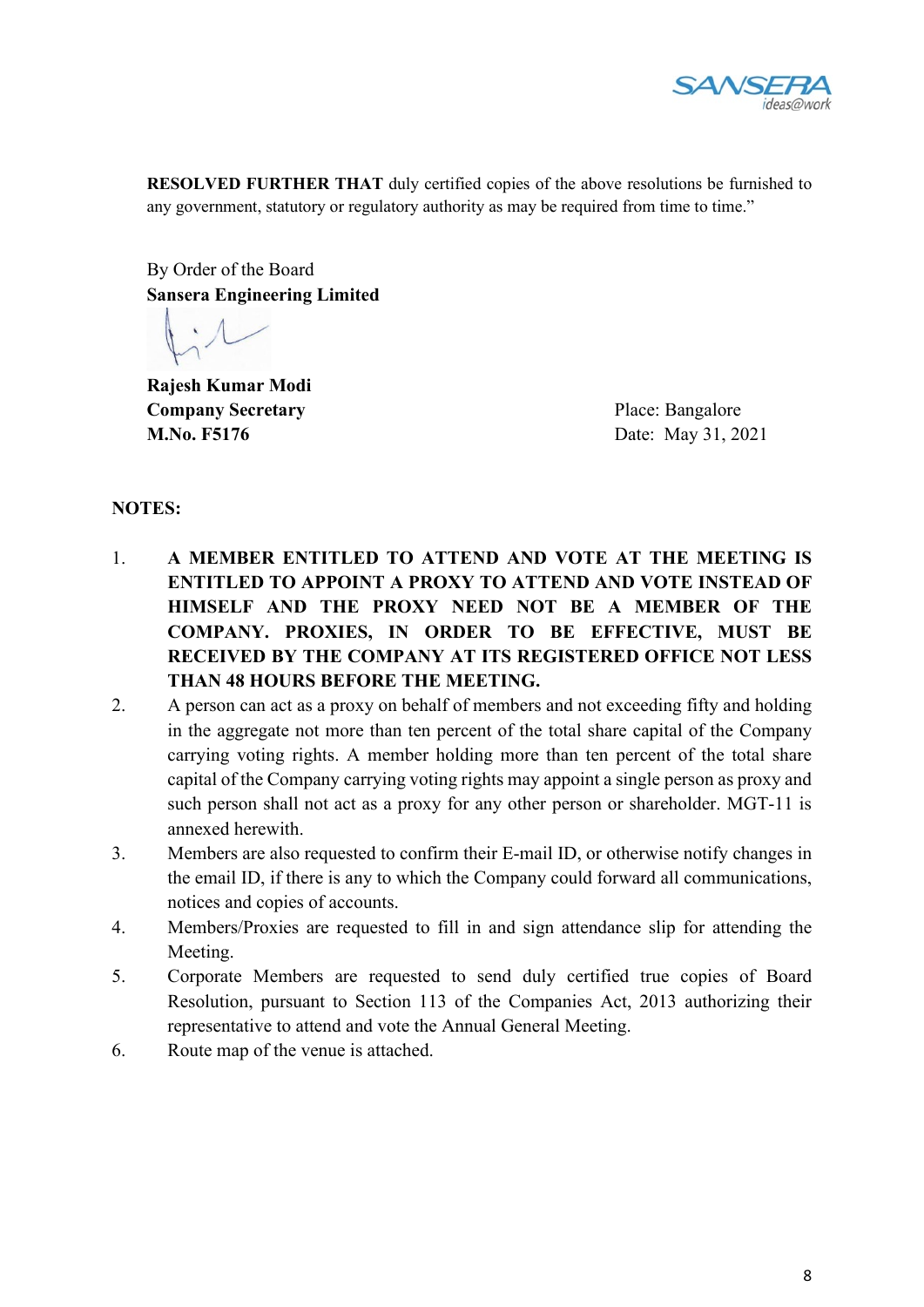**RESOLVED FURTHER THAT** duly certified copies of the above resolutions be furnished to any government, statutory or regulatory authority as may be required from time to time."

By Order of the Board
**Sansera Engineering Limited**

**Rajesh Kumar Modi**
**Company Secretary**
**M.No. F5176**

Place: Bangalore
Date: May 31, 2021

**NOTES:**

1. **A MEMBER ENTITLED TO ATTEND AND VOTE AT THE MEETING IS ENTITLED TO APPOINT A PROXY TO ATTEND AND VOTE INSTEAD OF HIMSELF AND THE PROXY NEED NOT BE A MEMBER OF THE COMPANY. PROXIES, IN ORDER TO BE EFFECTIVE, MUST BE RECEIVED BY THE COMPANY AT ITS REGISTERED OFFICE NOT LESS THAN 48 HOURS BEFORE THE MEETING.**
2. A person can act as a proxy on behalf of members and not exceeding fifty and holding in the aggregate not more than ten percent of the total share capital of the Company carrying voting rights. A member holding more than ten percent of the total share capital of the Company carrying voting rights may appoint a single person as proxy and such person shall not act as a proxy for any other person or shareholder. MGT-11 is annexed herewith.
3. Members are also requested to confirm their E-mail ID, or otherwise notify changes in the email ID, if there is any to which the Company could forward all communications, notices and copies of accounts.
4. Members/Proxies are requested to fill in and sign attendance slip for attending the Meeting.
5. Corporate Members are requested to send duly certified true copies of Board Resolution, pursuant to Section 113 of the Companies Act, 2013 authorizing their representative to attend and vote the Annual General Meeting.
6. Route map of the venue is attached.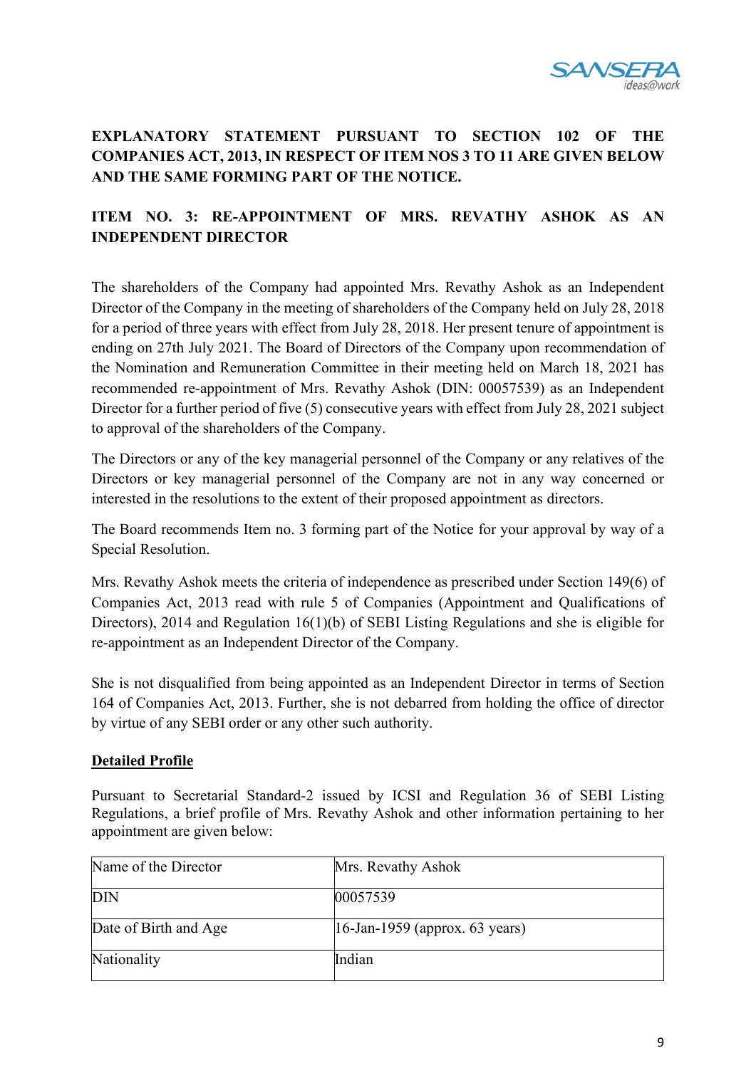## EXPLANATORY STATEMENT PURSUANT TO SECTION 102 OF THE COMPANIES ACT, 2013, IN RESPECT OF ITEM NOS 3 TO 11 ARE GIVEN BELOW AND THE SAME FORMING PART OF THE NOTICE.

### ITEM NO. 3: RE-APPOINTMENT OF MRS. REVATHY ASHOK AS AN INDEPENDENT DIRECTOR

The shareholders of the Company had appointed Mrs. Revathy Ashok as an Independent Director of the Company in the meeting of shareholders of the Company held on July 28, 2018 for a period of three years with effect from July 28, 2018. Her present tenure of appointment is ending on 27th July 2021. The Board of Directors of the Company upon recommendation of the Nomination and Remuneration Committee in their meeting held on March 18, 2021 has recommended re-appointment of Mrs. Revathy Ashok (DIN: 00057539) as an Independent Director for a further period of five (5) consecutive years with effect from July 28, 2021 subject to approval of the shareholders of the Company.

The Directors or any of the key managerial personnel of the Company or any relatives of the Directors or key managerial personnel of the Company are not in any way concerned or interested in the resolutions to the extent of their proposed appointment as directors.

The Board recommends Item no. 3 forming part of the Notice for your approval by way of a Special Resolution.

Mrs. Revathy Ashok meets the criteria of independence as prescribed under Section 149(6) of Companies Act, 2013 read with rule 5 of Companies (Appointment and Qualifications of Directors), 2014 and Regulation 16(1)(b) of SEBI Listing Regulations and she is eligible for re-appointment as an Independent Director of the Company.

She is not disqualified from being appointed as an Independent Director in terms of Section 164 of Companies Act, 2013. Further, she is not debarred from holding the office of director by virtue of any SEBI order or any other such authority.

**<u>Detailed Profile</u>**

Pursuant to Secretarial Standard-2 issued by ICSI and Regulation 36 of SEBI Listing Regulations, a brief profile of Mrs. Revathy Ashok and other information pertaining to her appointment are given below:

| Name of the Director | Mrs. Revathy Ashok |
|---|---|
| DIN | 00057539 |
| Date of Birth and Age | 16-Jan-1959 (approx. 63 years) |
| Nationality | Indian |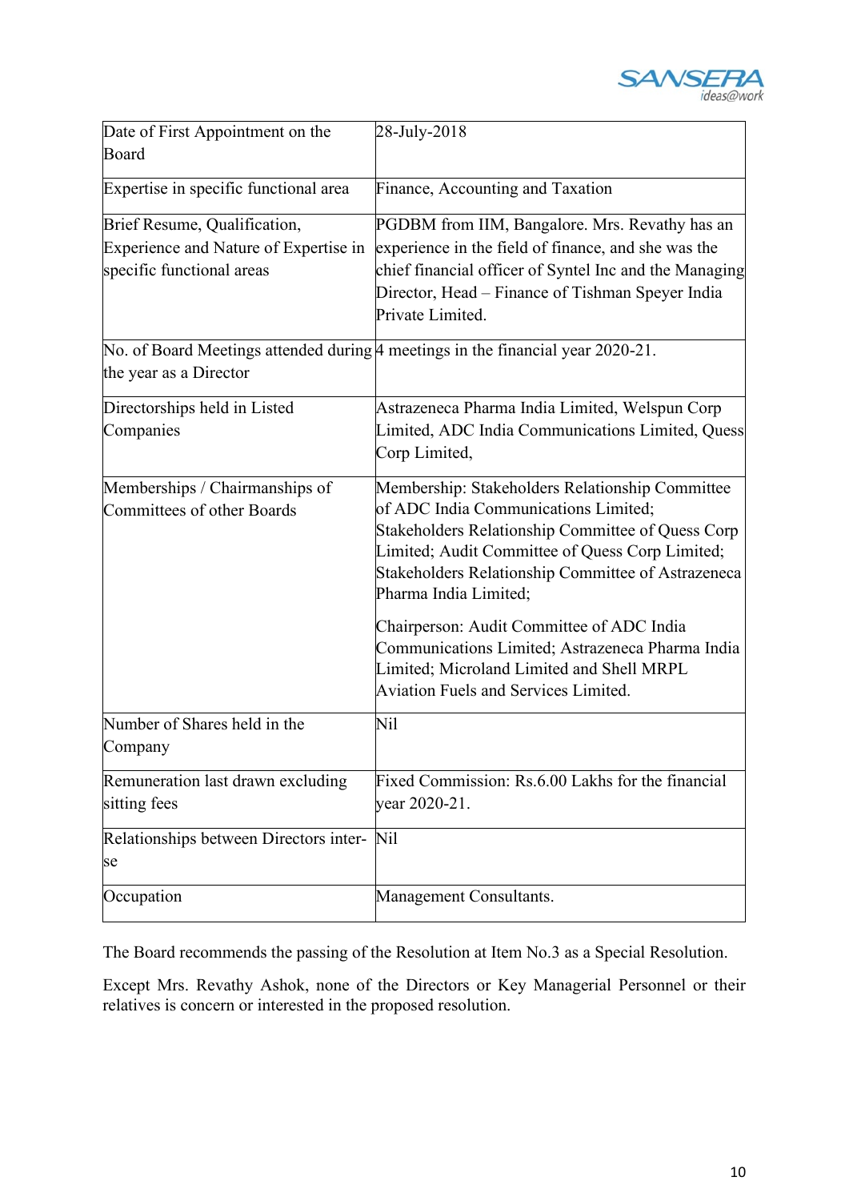| Date of First Appointment on the Board | 28-July-2018 |
|---|---|
| Expertise in specific functional area | Finance, Accounting and Taxation |
| Brief Resume, Qualification, Experience and Nature of Expertise in specific functional areas | PGDBM from IIM, Bangalore. Mrs. Revathy has an experience in the field of finance, and she was the chief financial officer of Syntel Inc and the Managing Director, Head – Finance of Tishman Speyer India Private Limited. |
| No. of Board Meetings attended during the year as a Director | 4 meetings in the financial year 2020-21. |
| Directorships held in Listed Companies | Astrazeneca Pharma India Limited, Welspun Corp Limited, ADC India Communications Limited, Quess Corp Limited, |
| Memberships / Chairmanships of Committees of other Boards | Membership: Stakeholders Relationship Committee of ADC India Communications Limited; Stakeholders Relationship Committee of Quess Corp Limited; Audit Committee of Quess Corp Limited; Stakeholders Relationship Committee of Astrazeneca Pharma India Limited;<br><br>Chairperson: Audit Committee of ADC India Communications Limited; Astrazeneca Pharma India Limited; Microland Limited and Shell MRPL Aviation Fuels and Services Limited. |
| Number of Shares held in the Company | Nil |
| Remuneration last drawn excluding sitting fees | Fixed Commission: Rs.6.00 Lakhs for the financial year 2020-21. |
| Relationships between Directors inter-se | Nil |
| Occupation | Management Consultants. |

The Board recommends the passing of the Resolution at Item No.3 as a Special Resolution.

Except Mrs. Revathy Ashok, none of the Directors or Key Managerial Personnel or their relatives is concern or interested in the proposed resolution.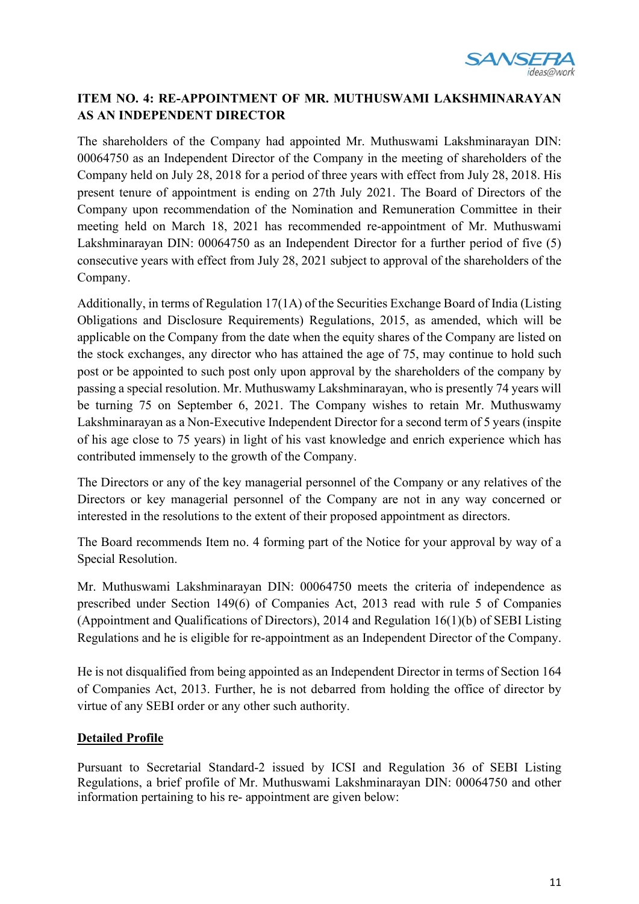### ITEM NO. 4: RE-APPOINTMENT OF MR. MUTHUSWAMI LAKSHMINARAYAN AS AN INDEPENDENT DIRECTOR

The shareholders of the Company had appointed Mr. Muthuswami Lakshminarayan DIN: 00064750 as an Independent Director of the Company in the meeting of shareholders of the Company held on July 28, 2018 for a period of three years with effect from July 28, 2018. His present tenure of appointment is ending on 27th July 2021. The Board of Directors of the Company upon recommendation of the Nomination and Remuneration Committee in their meeting held on March 18, 2021 has recommended re-appointment of Mr. Muthuswami Lakshminarayan DIN: 00064750 as an Independent Director for a further period of five (5) consecutive years with effect from July 28, 2021 subject to approval of the shareholders of the Company.

Additionally, in terms of Regulation 17(1A) of the Securities Exchange Board of India (Listing Obligations and Disclosure Requirements) Regulations, 2015, as amended, which will be applicable on the Company from the date when the equity shares of the Company are listed on the stock exchanges, any director who has attained the age of 75, may continue to hold such post or be appointed to such post only upon approval by the shareholders of the company by passing a special resolution. Mr. Muthuswamy Lakshminarayan, who is presently 74 years will be turning 75 on September 6, 2021. The Company wishes to retain Mr. Muthuswamy Lakshminarayan as a Non-Executive Independent Director for a second term of 5 years (inspite of his age close to 75 years) in light of his vast knowledge and enrich experience which has contributed immensely to the growth of the Company.

The Directors or any of the key managerial personnel of the Company or any relatives of the Directors or key managerial personnel of the Company are not in any way concerned or interested in the resolutions to the extent of their proposed appointment as directors.

The Board recommends Item no. 4 forming part of the Notice for your approval by way of a Special Resolution.

Mr. Muthuswami Lakshminarayan DIN: 00064750 meets the criteria of independence as prescribed under Section 149(6) of Companies Act, 2013 read with rule 5 of Companies (Appointment and Qualifications of Directors), 2014 and Regulation 16(1)(b) of SEBI Listing Regulations and he is eligible for re-appointment as an Independent Director of the Company.

He is not disqualified from being appointed as an Independent Director in terms of Section 164 of Companies Act, 2013. Further, he is not debarred from holding the office of director by virtue of any SEBI order or any other such authority.

**Detailed Profile**

Pursuant to Secretarial Standard-2 issued by ICSI and Regulation 36 of SEBI Listing Regulations, a brief profile of Mr. Muthuswami Lakshminarayan DIN: 00064750 and other information pertaining to his re- appointment are given below: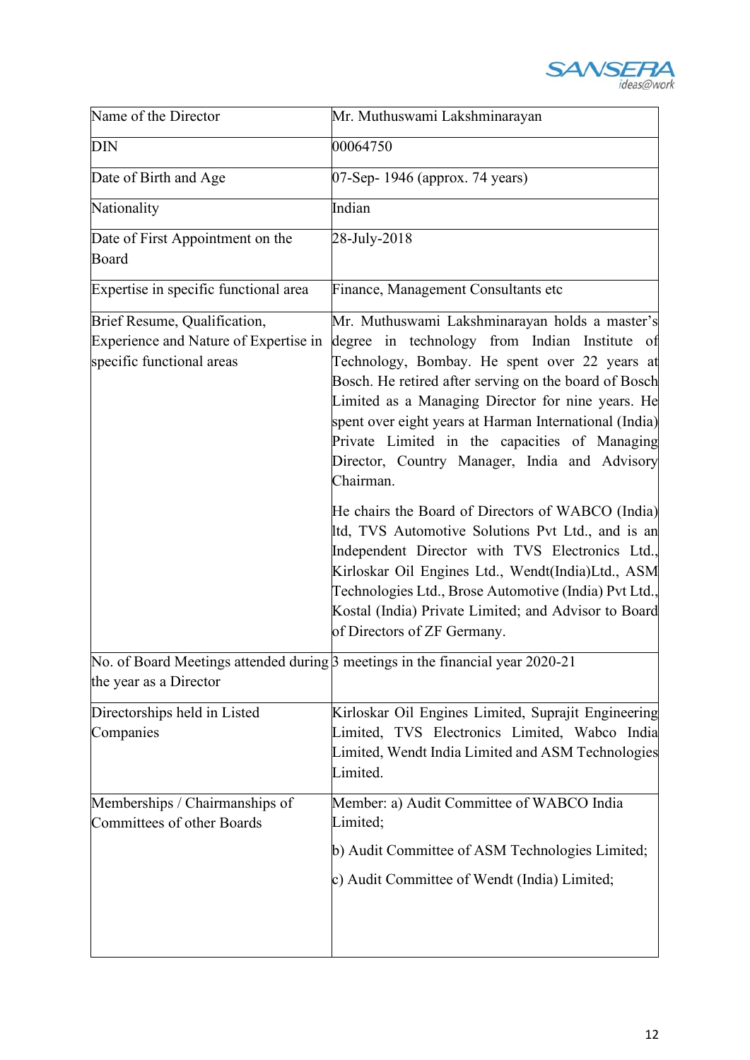| Name of the Director | Mr. Muthuswami Lakshminarayan |
|---|---|
| DIN | 00064750 |
| Date of Birth and Age | 07-Sep- 1946 (approx. 74 years) |
| Nationality | Indian |
| Date of First Appointment on the Board | 28-July-2018 |
| Expertise in specific functional area | Finance, Management Consultants etc |
| Brief Resume, Qualification, Experience and Nature of Expertise in specific functional areas | Mr. Muthuswami Lakshminarayan holds a master's degree in technology from Indian Institute of Technology, Bombay. He spent over 22 years at Bosch. He retired after serving on the board of Bosch Limited as a Managing Director for nine years. He spent over eight years at Harman International (India) Private Limited in the capacities of Managing Director, Country Manager, India and Advisory Chairman.<br><br>He chairs the Board of Directors of WABCO (India) ltd, TVS Automotive Solutions Pvt Ltd., and is an Independent Director with TVS Electronics Ltd., Kirloskar Oil Engines Ltd., Wendt(India)Ltd., ASM Technologies Ltd., Brose Automotive (India) Pvt Ltd., Kostal (India) Private Limited; and Advisor to Board of Directors of ZF Germany. |
| No. of Board Meetings attended during the year as a Director | 3 meetings in the financial year 2020-21 |
| Directorships held in Listed Companies | Kirloskar Oil Engines Limited, Suprajit Engineering Limited, TVS Electronics Limited, Wabco India Limited, Wendt India Limited and ASM Technologies Limited. |
| Memberships / Chairmanships of Committees of other Boards | Member: a) Audit Committee of WABCO India Limited;<br><br>b) Audit Committee of ASM Technologies Limited;<br><br>c) Audit Committee of Wendt (India) Limited; |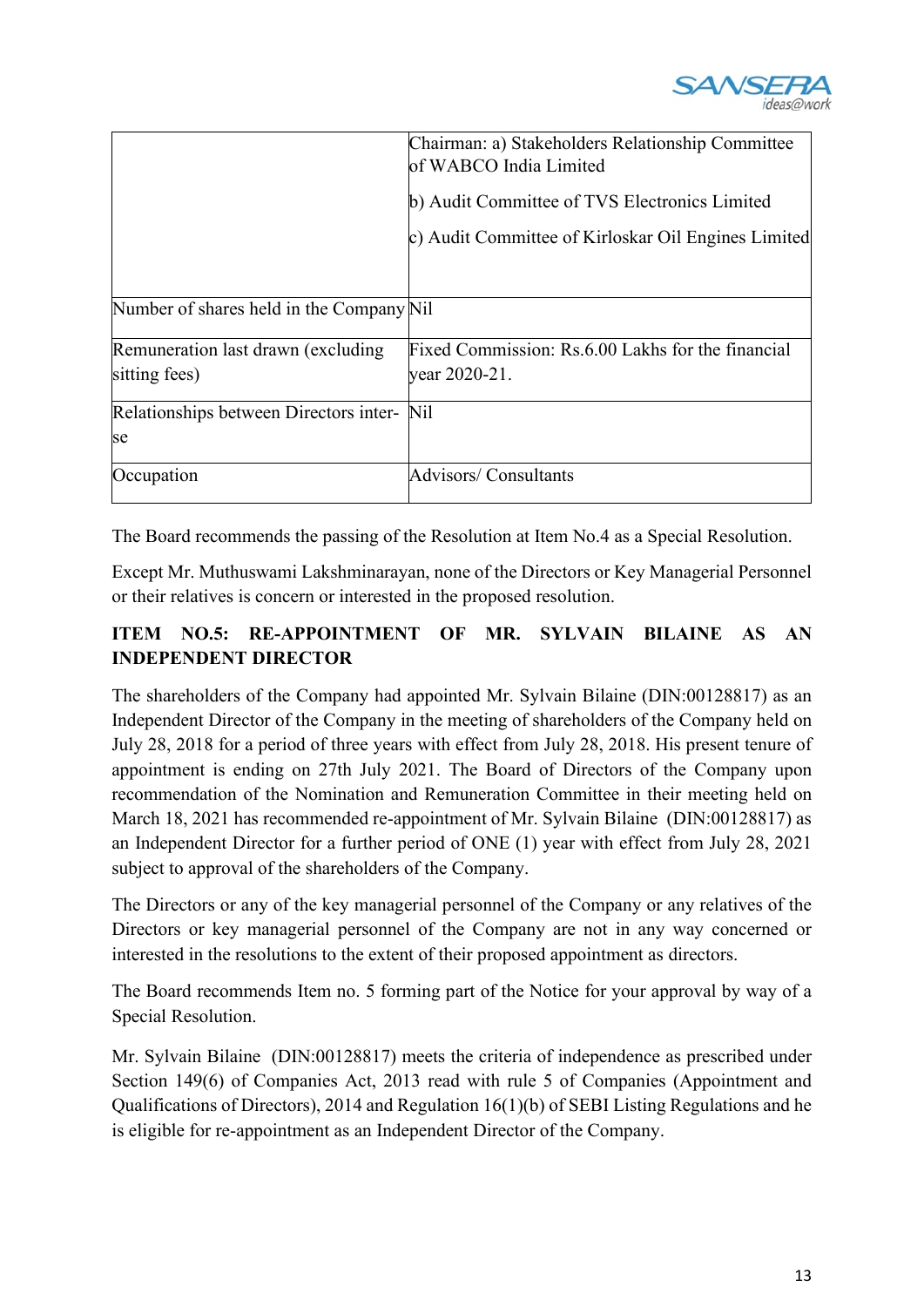| | |
|---|---|
| | Chairman: a) Stakeholders Relationship Committee of WABCO India Limited<br><br>b) Audit Committee of TVS Electronics Limited<br><br>c) Audit Committee of Kirloskar Oil Engines Limited |
| Number of shares held in the Company | Nil |
| Remuneration last drawn (excluding sitting fees) | Fixed Commission: Rs.6.00 Lakhs for the financial year 2020-21. |
| Relationships between Directors inter-se | Nil |
| Occupation | Advisors/ Consultants |

The Board recommends the passing of the Resolution at Item No.4 as a Special Resolution.

Except Mr. Muthuswami Lakshminarayan, none of the Directors or Key Managerial Personnel or their relatives is concern or interested in the proposed resolution.

**ITEM NO.5: RE-APPOINTMENT OF MR. SYLVAIN BILAINE AS AN INDEPENDENT DIRECTOR**

The shareholders of the Company had appointed Mr. Sylvain Bilaine (DIN:00128817) as an Independent Director of the Company in the meeting of shareholders of the Company held on July 28, 2018 for a period of three years with effect from July 28, 2018. His present tenure of appointment is ending on 27th July 2021. The Board of Directors of the Company upon recommendation of the Nomination and Remuneration Committee in their meeting held on March 18, 2021 has recommended re-appointment of Mr. Sylvain Bilaine (DIN:00128817) as an Independent Director for a further period of ONE (1) year with effect from July 28, 2021 subject to approval of the shareholders of the Company.

The Directors or any of the key managerial personnel of the Company or any relatives of the Directors or key managerial personnel of the Company are not in any way concerned or interested in the resolutions to the extent of their proposed appointment as directors.

The Board recommends Item no. 5 forming part of the Notice for your approval by way of a Special Resolution.

Mr. Sylvain Bilaine (DIN:00128817) meets the criteria of independence as prescribed under Section 149(6) of Companies Act, 2013 read with rule 5 of Companies (Appointment and Qualifications of Directors), 2014 and Regulation 16(1)(b) of SEBI Listing Regulations and he is eligible for re-appointment as an Independent Director of the Company.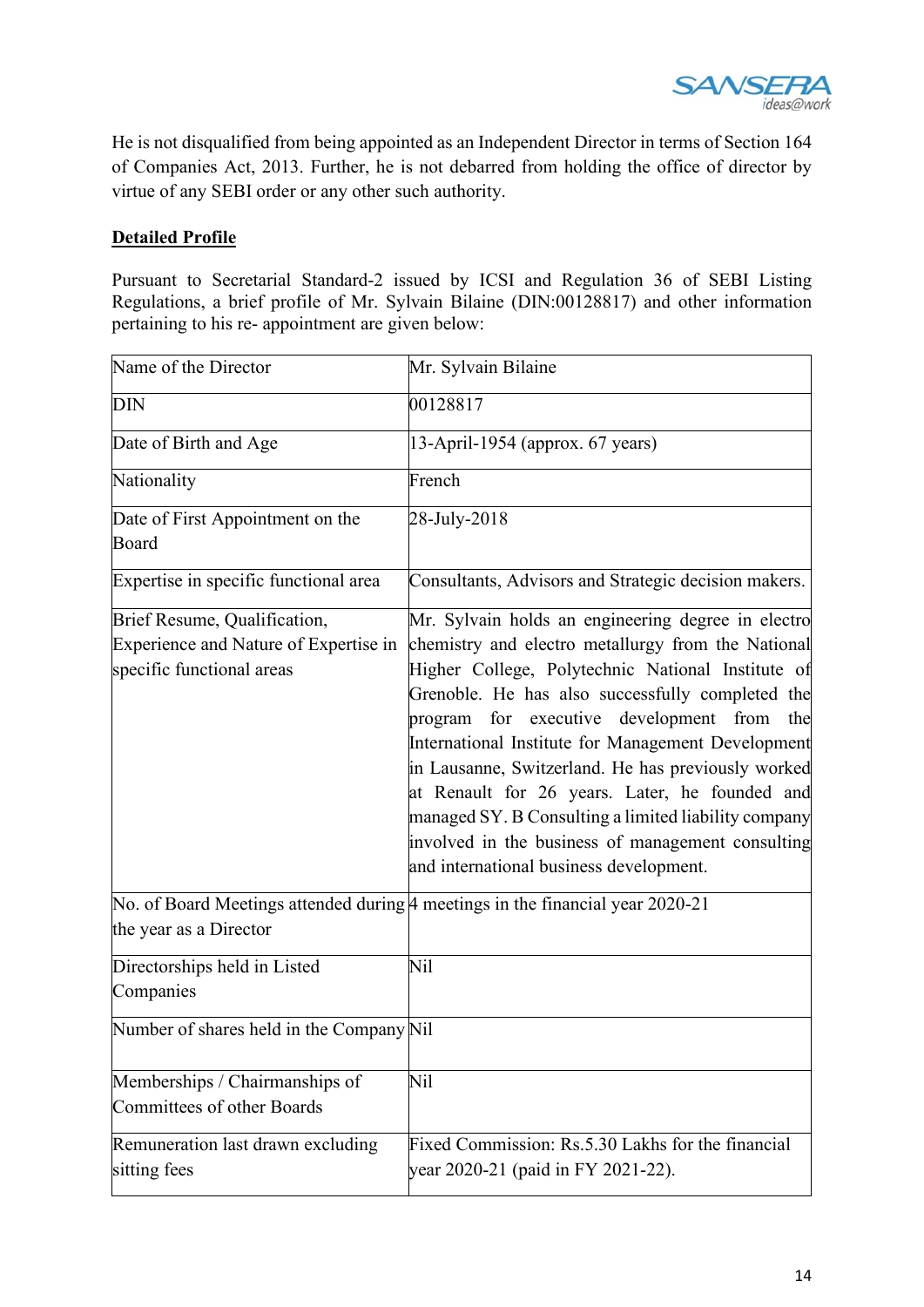He is not disqualified from being appointed as an Independent Director in terms of Section 164 of Companies Act, 2013. Further, he is not debarred from holding the office of director by virtue of any SEBI order or any other such authority.

**Detailed Profile**

Pursuant to Secretarial Standard-2 issued by ICSI and Regulation 36 of SEBI Listing Regulations, a brief profile of Mr. Sylvain Bilaine (DIN:00128817) and other information pertaining to his re- appointment are given below:

| Name of the Director | Mr. Sylvain Bilaine |
|---|---|
| DIN | 00128817 |
| Date of Birth and Age | 13-April-1954 (approx. 67 years) |
| Nationality | French |
| Date of First Appointment on the Board | 28-July-2018 |
| Expertise in specific functional area | Consultants, Advisors and Strategic decision makers. |
| Brief Resume, Qualification, Experience and Nature of Expertise in specific functional areas | Mr. Sylvain holds an engineering degree in electro chemistry and electro metallurgy from the National Higher College, Polytechnic National Institute of Grenoble. He has also successfully completed the program for executive development from the International Institute for Management Development in Lausanne, Switzerland. He has previously worked at Renault for 26 years. Later, he founded and managed SY. B Consulting a limited liability company involved in the business of management consulting and international business development. |
| No. of Board Meetings attended during the year as a Director | 4 meetings in the financial year 2020-21 |
| Directorships held in Listed Companies | Nil |
| Number of shares held in the Company | Nil |
| Memberships / Chairmanships of Committees of other Boards | Nil |
| Remuneration last drawn excluding sitting fees | Fixed Commission: Rs.5.30 Lakhs for the financial year 2020-21 (paid in FY 2021-22). |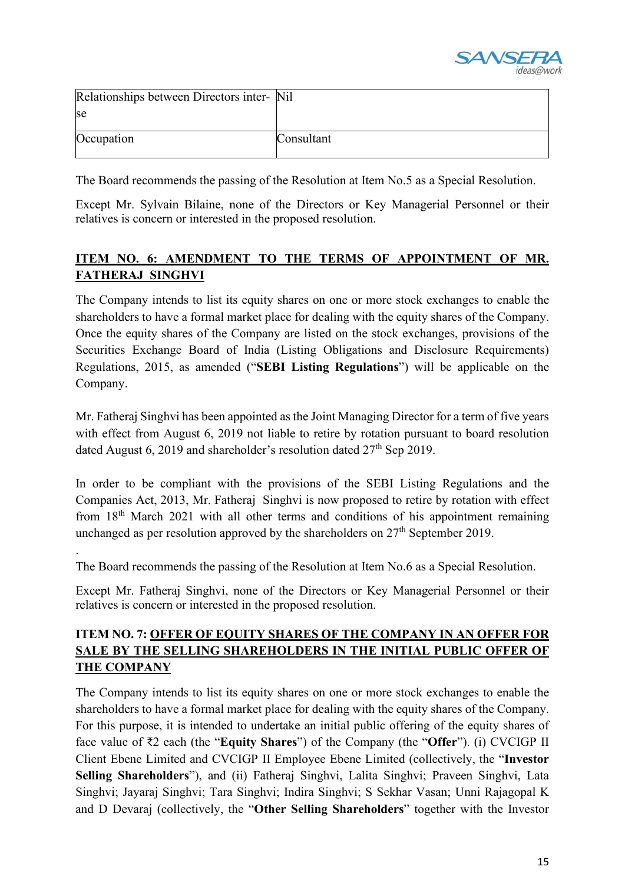| Relationships between Directors inter-se | Nil |
|---|---|
| Occupation | Consultant |

The Board recommends the passing of the Resolution at Item No.5 as a Special Resolution.

Except Mr. Sylvain Bilaine, none of the Directors or Key Managerial Personnel or their relatives is concern or interested in the proposed resolution.

**ITEM NO. 6: AMENDMENT TO THE TERMS OF APPOINTMENT OF MR. FATHERAJ SINGHVI**

The Company intends to list its equity shares on one or more stock exchanges to enable the shareholders to have a formal market place for dealing with the equity shares of the Company. Once the equity shares of the Company are listed on the stock exchanges, provisions of the Securities Exchange Board of India (Listing Obligations and Disclosure Requirements) Regulations, 2015, as amended ("**SEBI Listing Regulations**") will be applicable on the Company.

Mr. Fatheraj Singhvi has been appointed as the Joint Managing Director for a term of five years with effect from August 6, 2019 not liable to retire by rotation pursuant to board resolution dated August 6, 2019 and shareholder's resolution dated 27th Sep 2019.

In order to be compliant with the provisions of the SEBI Listing Regulations and the Companies Act, 2013, Mr. Fatheraj Singhvi is now proposed to retire by rotation with effect from 18th March 2021 with all other terms and conditions of his appointment remaining unchanged as per resolution approved by the shareholders on 27th September 2019.

.

The Board recommends the passing of the Resolution at Item No.6 as a Special Resolution.

Except Mr. Fatheraj Singhvi, none of the Directors or Key Managerial Personnel or their relatives is concern or interested in the proposed resolution.

**ITEM NO. 7: OFFER OF EQUITY SHARES OF THE COMPANY IN AN OFFER FOR SALE BY THE SELLING SHAREHOLDERS IN THE INITIAL PUBLIC OFFER OF THE COMPANY**

The Company intends to list its equity shares on one or more stock exchanges to enable the shareholders to have a formal market place for dealing with the equity shares of the Company. For this purpose, it is intended to undertake an initial public offering of the equity shares of face value of ₹2 each (the "**Equity Shares**") of the Company (the "**Offer**"). (i) CVCIGP II Client Ebene Limited and CVCIGP II Employee Ebene Limited (collectively, the "**Investor Selling Shareholders**"), and (ii) Fatheraj Singhvi, Lalita Singhvi; Praveen Singhvi, Lata Singhvi; Jayaraj Singhvi; Tara Singhvi; Indira Singhvi; S Sekhar Vasan; Unni Rajagopal K and D Devaraj (collectively, the "**Other Selling Shareholders**" together with the Investor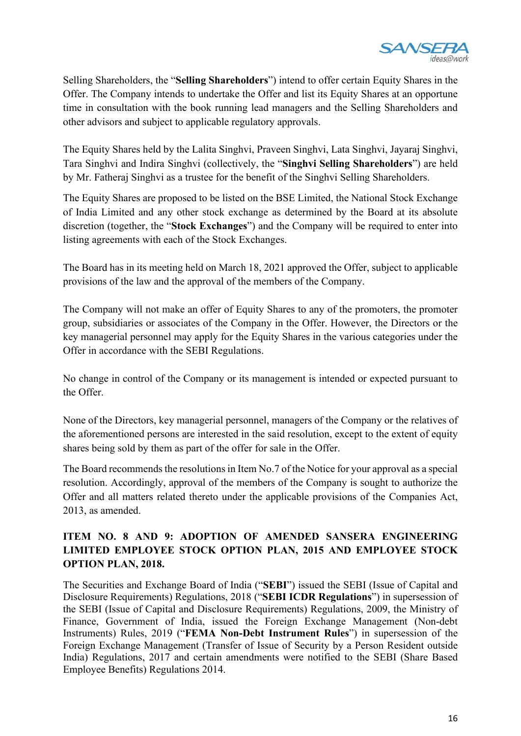Selling Shareholders, the "**Selling Shareholders**") intend to offer certain Equity Shares in the Offer. The Company intends to undertake the Offer and list its Equity Shares at an opportune time in consultation with the book running lead managers and the Selling Shareholders and other advisors and subject to applicable regulatory approvals.

The Equity Shares held by the Lalita Singhvi, Praveen Singhvi, Lata Singhvi, Jayaraj Singhvi, Tara Singhvi and Indira Singhvi (collectively, the "**Singhvi Selling Shareholders**") are held by Mr. Fatheraj Singhvi as a trustee for the benefit of the Singhvi Selling Shareholders.

The Equity Shares are proposed to be listed on the BSE Limited, the National Stock Exchange of India Limited and any other stock exchange as determined by the Board at its absolute discretion (together, the "**Stock Exchanges**") and the Company will be required to enter into listing agreements with each of the Stock Exchanges.

The Board has in its meeting held on March 18, 2021 approved the Offer, subject to applicable provisions of the law and the approval of the members of the Company.

The Company will not make an offer of Equity Shares to any of the promoters, the promoter group, subsidiaries or associates of the Company in the Offer. However, the Directors or the key managerial personnel may apply for the Equity Shares in the various categories under the Offer in accordance with the SEBI Regulations.

No change in control of the Company or its management is intended or expected pursuant to the Offer.

None of the Directors, key managerial personnel, managers of the Company or the relatives of the aforementioned persons are interested in the said resolution, except to the extent of equity shares being sold by them as part of the offer for sale in the Offer.

The Board recommends the resolutions in Item No.7 of the Notice for your approval as a special resolution. Accordingly, approval of the members of the Company is sought to authorize the Offer and all matters related thereto under the applicable provisions of the Companies Act, 2013, as amended.

**ITEM NO. 8 AND 9: ADOPTION OF AMENDED SANSERA ENGINEERING LIMITED EMPLOYEE STOCK OPTION PLAN, 2015 AND EMPLOYEE STOCK OPTION PLAN, 2018.**

The Securities and Exchange Board of India ("**SEBI**") issued the SEBI (Issue of Capital and Disclosure Requirements) Regulations, 2018 ("**SEBI ICDR Regulations**") in supersession of the SEBI (Issue of Capital and Disclosure Requirements) Regulations, 2009, the Ministry of Finance, Government of India, issued the Foreign Exchange Management (Non-debt Instruments) Rules, 2019 ("**FEMA Non-Debt Instrument Rules**") in supersession of the Foreign Exchange Management (Transfer of Issue of Security by a Person Resident outside India) Regulations, 2017 and certain amendments were notified to the SEBI (Share Based Employee Benefits) Regulations 2014.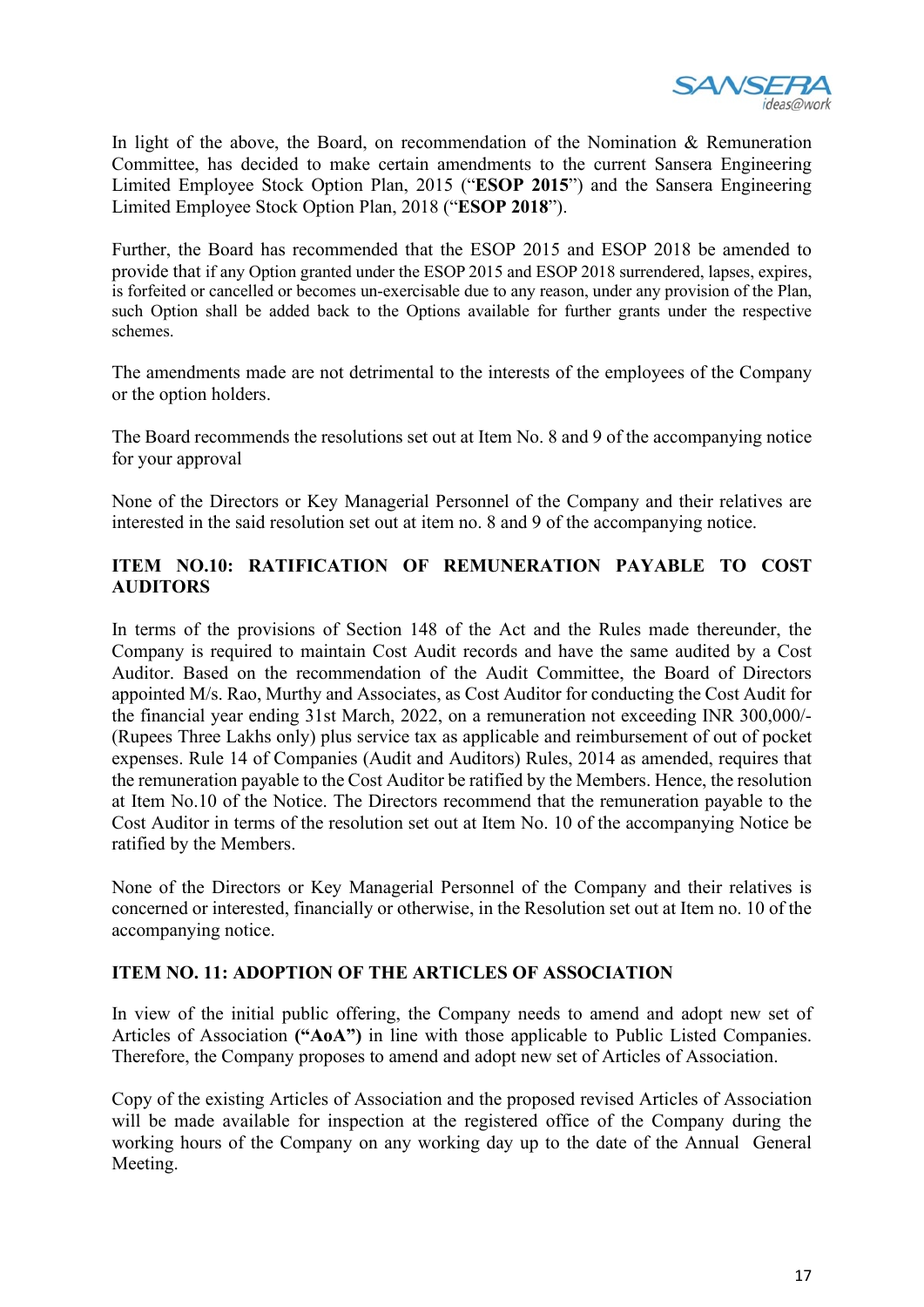In light of the above, the Board, on recommendation of the Nomination & Remuneration Committee, has decided to make certain amendments to the current Sansera Engineering Limited Employee Stock Option Plan, 2015 ("**ESOP 2015**") and the Sansera Engineering Limited Employee Stock Option Plan, 2018 ("**ESOP 2018**").

Further, the Board has recommended that the ESOP 2015 and ESOP 2018 be amended to provide that if any Option granted under the ESOP 2015 and ESOP 2018 surrendered, lapses, expires, is forfeited or cancelled or becomes un-exercisable due to any reason, under any provision of the Plan, such Option shall be added back to the Options available for further grants under the respective schemes.

The amendments made are not detrimental to the interests of the employees of the Company or the option holders.

The Board recommends the resolutions set out at Item No. 8 and 9 of the accompanying notice for your approval

None of the Directors or Key Managerial Personnel of the Company and their relatives are interested in the said resolution set out at item no. 8 and 9 of the accompanying notice.

**ITEM NO.10: RATIFICATION OF REMUNERATION PAYABLE TO COST AUDITORS**

In terms of the provisions of Section 148 of the Act and the Rules made thereunder, the Company is required to maintain Cost Audit records and have the same audited by a Cost Auditor. Based on the recommendation of the Audit Committee, the Board of Directors appointed M/s. Rao, Murthy and Associates, as Cost Auditor for conducting the Cost Audit for the financial year ending 31st March, 2022, on a remuneration not exceeding INR 300,000/- (Rupees Three Lakhs only) plus service tax as applicable and reimbursement of out of pocket expenses. Rule 14 of Companies (Audit and Auditors) Rules, 2014 as amended, requires that the remuneration payable to the Cost Auditor be ratified by the Members. Hence, the resolution at Item No.10 of the Notice. The Directors recommend that the remuneration payable to the Cost Auditor in terms of the resolution set out at Item No. 10 of the accompanying Notice be ratified by the Members.

None of the Directors or Key Managerial Personnel of the Company and their relatives is concerned or interested, financially or otherwise, in the Resolution set out at Item no. 10 of the accompanying notice.

**ITEM NO. 11: ADOPTION OF THE ARTICLES OF ASSOCIATION**

In view of the initial public offering, the Company needs to amend and adopt new set of Articles of Association **("AoA")** in line with those applicable to Public Listed Companies. Therefore, the Company proposes to amend and adopt new set of Articles of Association.

Copy of the existing Articles of Association and the proposed revised Articles of Association will be made available for inspection at the registered office of the Company during the working hours of the Company on any working day up to the date of the Annual General Meeting.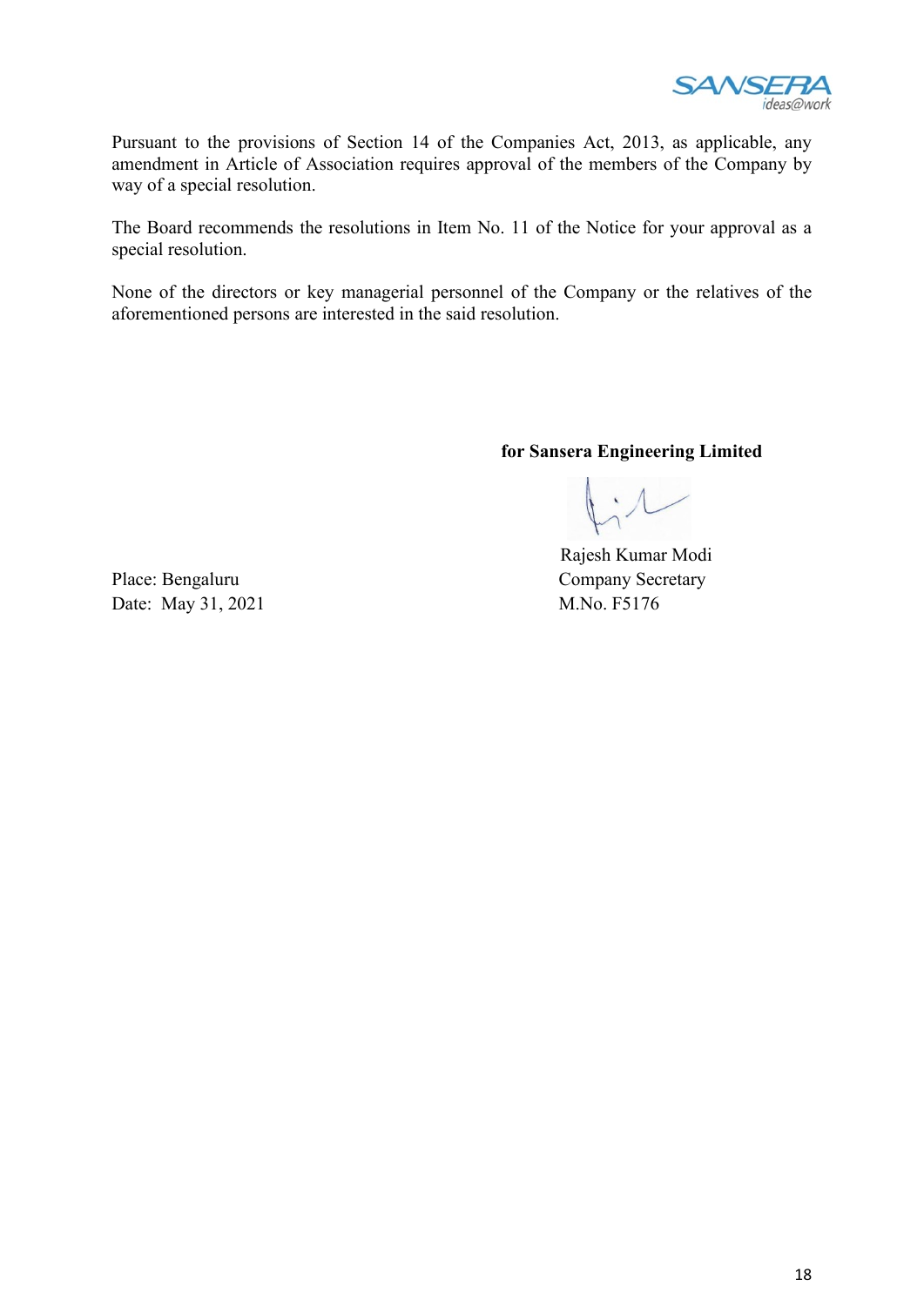Pursuant to the provisions of Section 14 of the Companies Act, 2013, as applicable, any amendment in Article of Association requires approval of the members of the Company by way of a special resolution.

The Board recommends the resolutions in Item No. 11 of the Notice for your approval as a special resolution.

None of the directors or key managerial personnel of the Company or the relatives of the aforementioned persons are interested in the said resolution.

**for Sansera Engineering Limited**

Rajesh Kumar Modi
Company Secretary
M.No. F5176

Place: Bengaluru
Date: May 31, 2021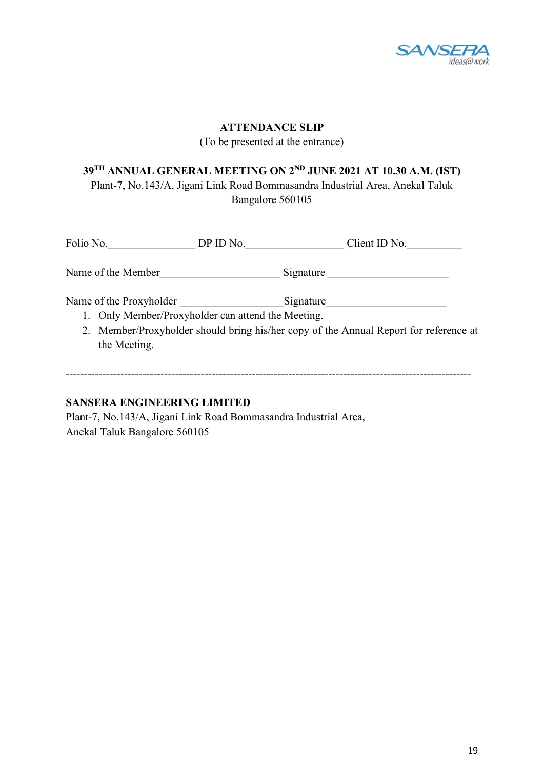## ATTENDANCE SLIP

(To be presented at the entrance)

**39TH ANNUAL GENERAL MEETING ON 2ND JUNE 2021 AT 10.30 A.M. (IST)**

Plant-7, No.143/A, Jigani Link Road Bommasandra Industrial Area, Anekal Taluk Bangalore 560105

Folio No.________________ DP ID No.__________________ Client ID No.__________

Name of the Member_____________________ Signature _____________________

Name of the Proxyholder __________________Signature_____________________

1. Only Member/Proxyholder can attend the Meeting.
2. Member/Proxyholder should bring his/her copy of the Annual Report for reference at the Meeting.

---

**SANSERA ENGINEERING LIMITED**

Plant-7, No.143/A, Jigani Link Road Bommasandra Industrial Area,
Anekal Taluk Bangalore 560105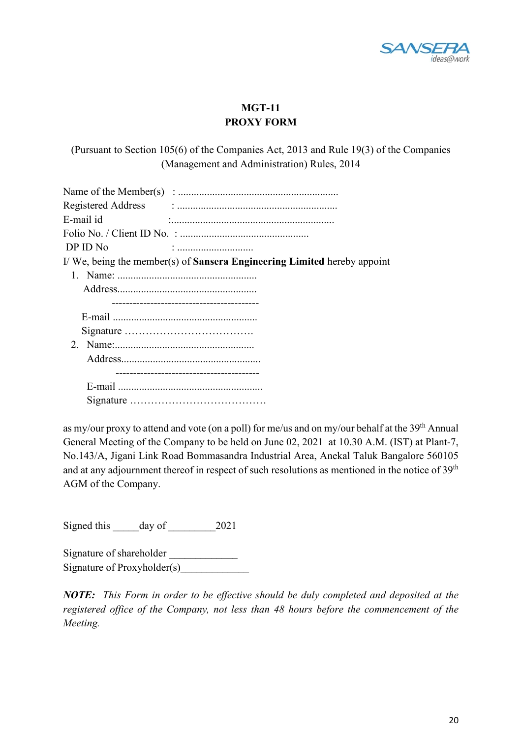# MGT-11
# PROXY FORM

(Pursuant to Section 105(6) of the Companies Act, 2013 and Rule 19(3) of the Companies (Management and Administration) Rules, 2014

Name of the Member(s) : ............................................................

Registered Address : ............................................................

E-mail id :.............................................................

Folio No. / Client ID No. : ................................................

DP ID No : ............................

I/ We, being the member(s) of **Sansera Engineering Limited** hereby appoint

1. Name: ....................................................

   Address....................................................

   -----------------------------------------

   E-mail ......................................................

   Signature ……………………………….

2. Name:....................................................

   Address....................................................

   -----------------------------------------

   E-mail ......................................................

   Signature ……………………………….

as my/our proxy to attend and vote (on a poll) for me/us and on my/our behalf at the 39th Annual General Meeting of the Company to be held on June 02, 2021 at 10.30 A.M. (IST) at Plant-7, No.143/A, Jigani Link Road Bommasandra Industrial Area, Anekal Taluk Bangalore 560105 and at any adjournment thereof in respect of such resolutions as mentioned in the notice of 39th AGM of the Company.

Signed this _____day of _________2021

Signature of shareholder _____________

Signature of Proxyholder(s)_____________

***NOTE:*** *This Form in order to be effective should be duly completed and deposited at the registered office of the Company, not less than 48 hours before the commencement of the Meeting.*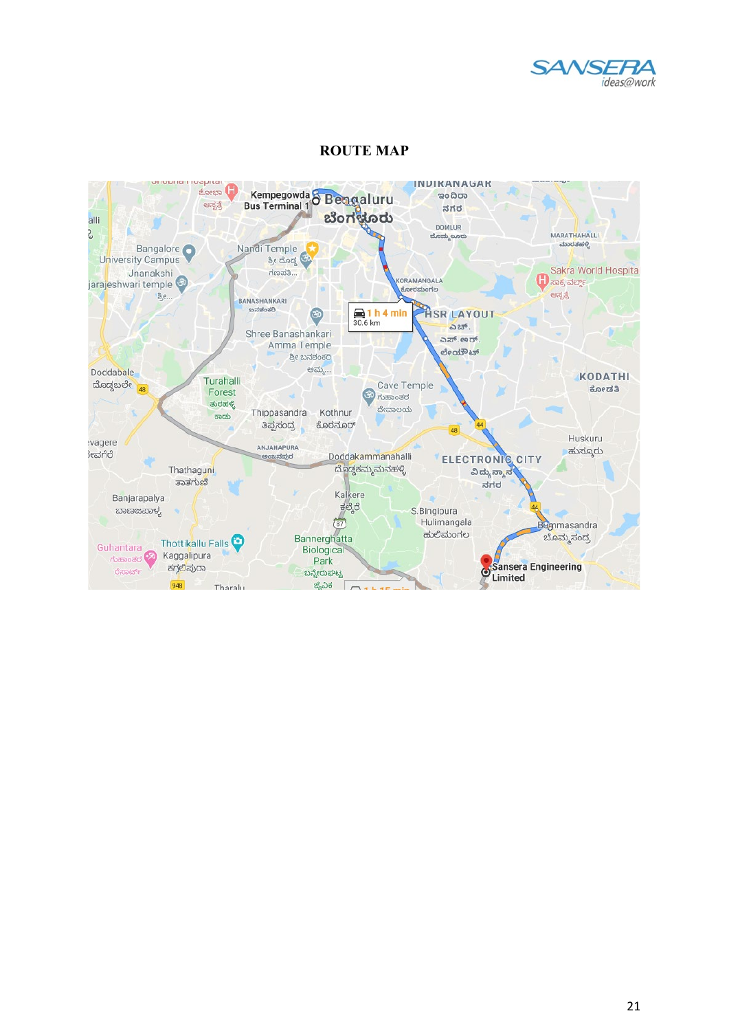# ROUTE MAP

Kempegowda Bus Terminal 1

Bengaluru

1 h 4 min

30.6 km

Sansera Engineering Limited